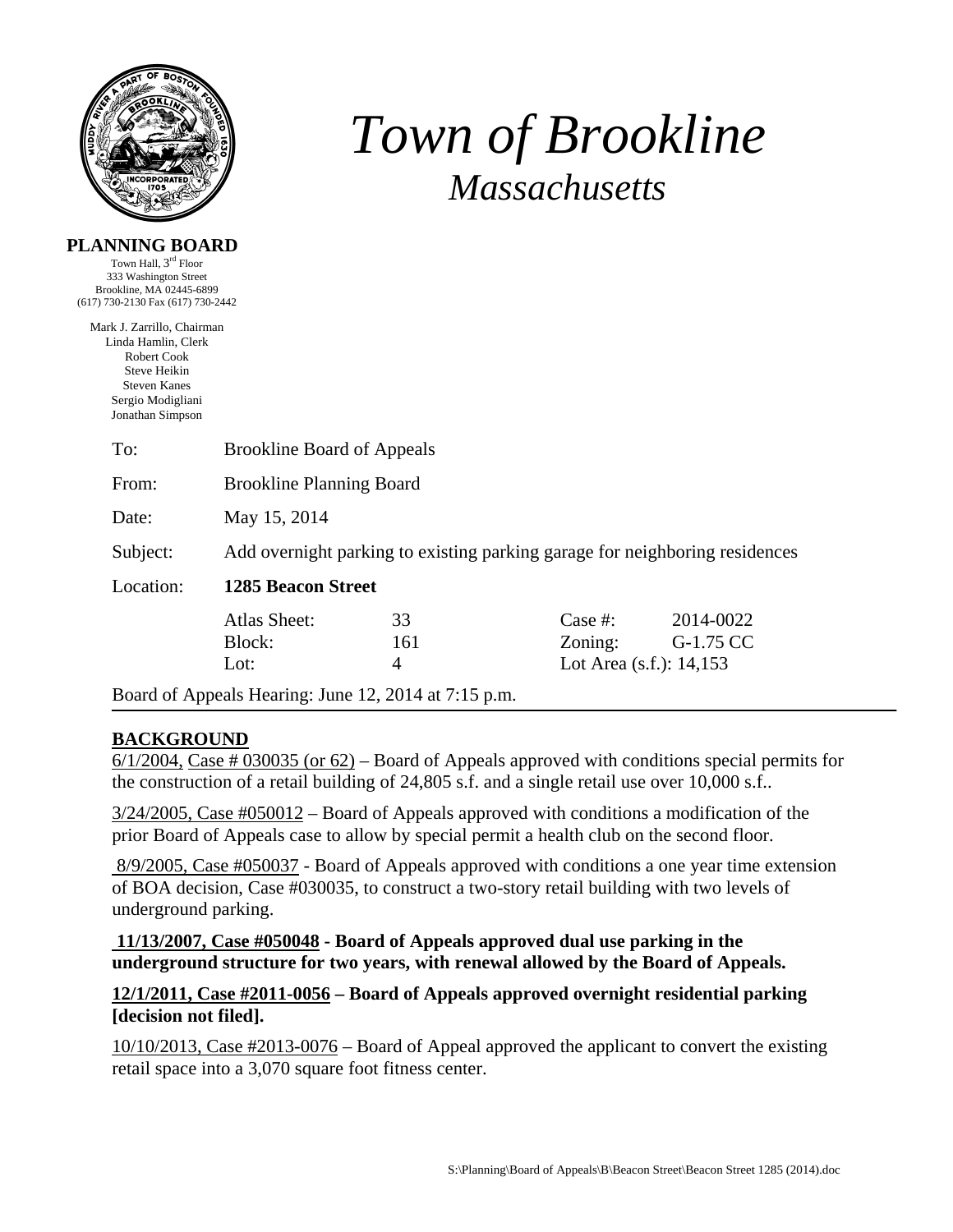# Town of Brookline

## *Massachusetts*

**PLANNING BOARD**

Town Hall, 3rd Floor
333 Washington Street
Brookline, MA 02445-6899
(617) 730-2130 Fax (617) 730-2442

Mark J. Zarrillo, Chairman
Linda Hamlin, Clerk
Robert Cook
Steve Heikin
Steven Kanes
Sergio Modigliani
Jonathan Simpson

To: Brookline Board of Appeals

From: Brookline Planning Board

Date: May 15, 2014

Subject: Add overnight parking to existing parking garage for neighboring residences

Location: **1285 Beacon Street**

| | | | |
|---|---|---|---|
| Atlas Sheet: | 33 | Case #: | 2014-0022 |
| Block: | 161 | Zoning: | G-1.75 CC |
| Lot: | 4 | Lot Area (s.f.): | 14,153 |

Board of Appeals Hearing: June 12, 2014 at 7:15 p.m.

---

## BACKGROUND

6/1/2004, Case # 030035 (or 62) – Board of Appeals approved with conditions special permits for the construction of a retail building of 24,805 s.f. and a single retail use over 10,000 s.f..

3/24/2005, Case #050012 – Board of Appeals approved with conditions a modification of the prior Board of Appeals case to allow by special permit a health club on the second floor.

8/9/2005, Case #050037 - Board of Appeals approved with conditions a one year time extension of BOA decision, Case #030035, to construct a two-story retail building with two levels of underground parking.

**11/13/2007, Case #050048 - Board of Appeals approved dual use parking in the underground structure for two years, with renewal allowed by the Board of Appeals.**

**12/1/2011, Case #2011-0056 – Board of Appeals approved overnight residential parking [decision not filed].**

10/10/2013, Case #2013-0076 – Board of Appeal approved the applicant to convert the existing retail space into a 3,070 square foot fitness center.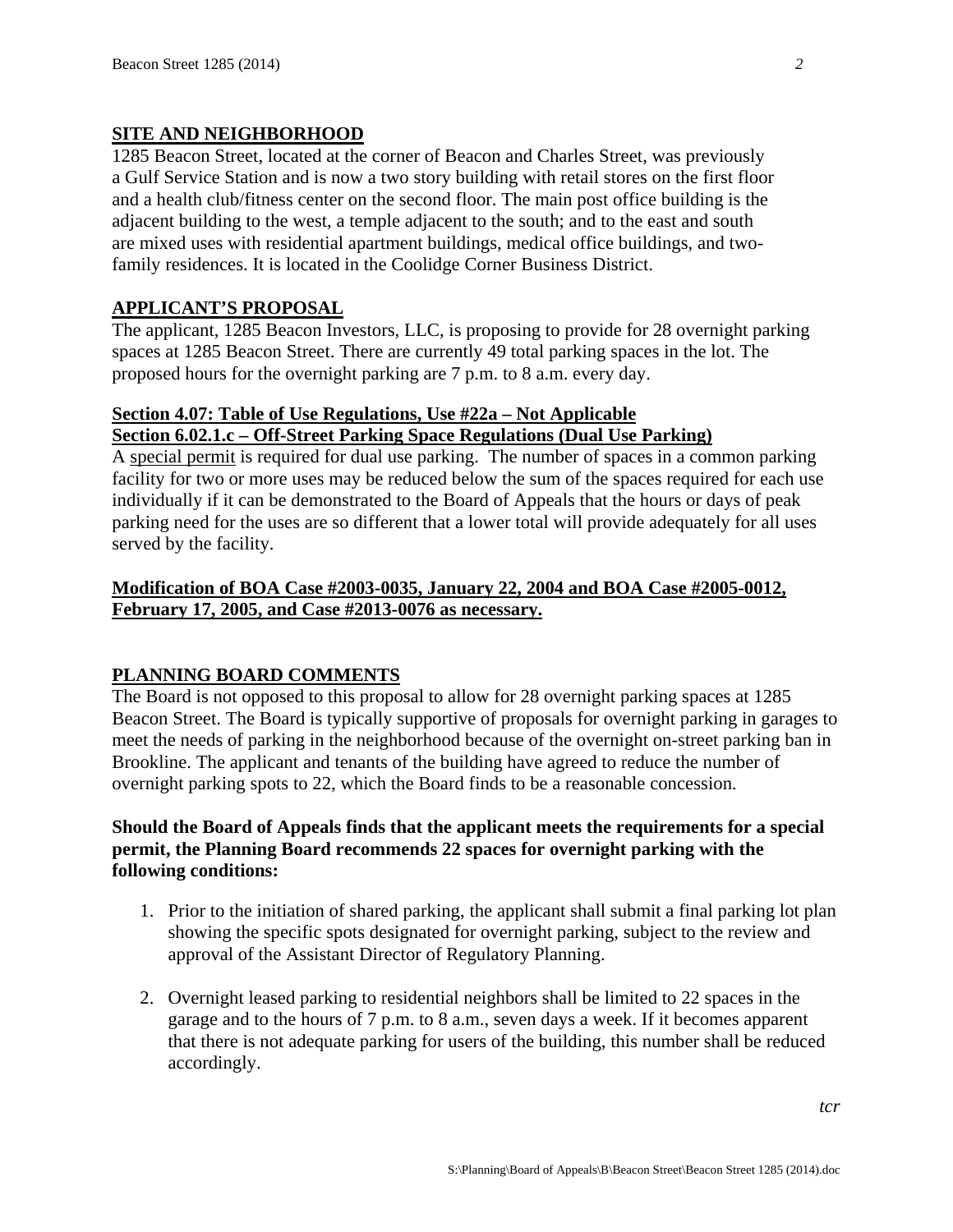## SITE AND NEIGHBORHOOD

1285 Beacon Street, located at the corner of Beacon and Charles Street, was previously a Gulf Service Station and is now a two story building with retail stores on the first floor and a health club/fitness center on the second floor. The main post office building is the adjacent building to the west, a temple adjacent to the south; and to the east and south are mixed uses with residential apartment buildings, medical office buildings, and two-family residences. It is located in the Coolidge Corner Business District.

## APPLICANT'S PROPOSAL

The applicant, 1285 Beacon Investors, LLC, is proposing to provide for 28 overnight parking spaces at 1285 Beacon Street. There are currently 49 total parking spaces in the lot. The proposed hours for the overnight parking are 7 p.m. to 8 a.m. every day.

**Section 4.07: Table of Use Regulations, Use #22a – Not Applicable**
**Section 6.02.1.c – Off-Street Parking Space Regulations (Dual Use Parking)**

A special permit is required for dual use parking. The number of spaces in a common parking facility for two or more uses may be reduced below the sum of the spaces required for each use individually if it can be demonstrated to the Board of Appeals that the hours or days of peak parking need for the uses are so different that a lower total will provide adequately for all uses served by the facility.

**Modification of BOA Case #2003-0035, January 22, 2004 and BOA Case #2005-0012, February 17, 2005, and Case #2013-0076 as necessary.**

## PLANNING BOARD COMMENTS

The Board is not opposed to this proposal to allow for 28 overnight parking spaces at 1285 Beacon Street. The Board is typically supportive of proposals for overnight parking in garages to meet the needs of parking in the neighborhood because of the overnight on-street parking ban in Brookline. The applicant and tenants of the building have agreed to reduce the number of overnight parking spots to 22, which the Board finds to be a reasonable concession.

**Should the Board of Appeals finds that the applicant meets the requirements for a special permit, the Planning Board recommends 22 spaces for overnight parking with the following conditions:**

1. Prior to the initiation of shared parking, the applicant shall submit a final parking lot plan showing the specific spots designated for overnight parking, subject to the review and approval of the Assistant Director of Regulatory Planning.

2. Overnight leased parking to residential neighbors shall be limited to 22 spaces in the garage and to the hours of 7 p.m. to 8 a.m., seven days a week. If it becomes apparent that there is not adequate parking for users of the building, this number shall be reduced accordingly.

*tcr*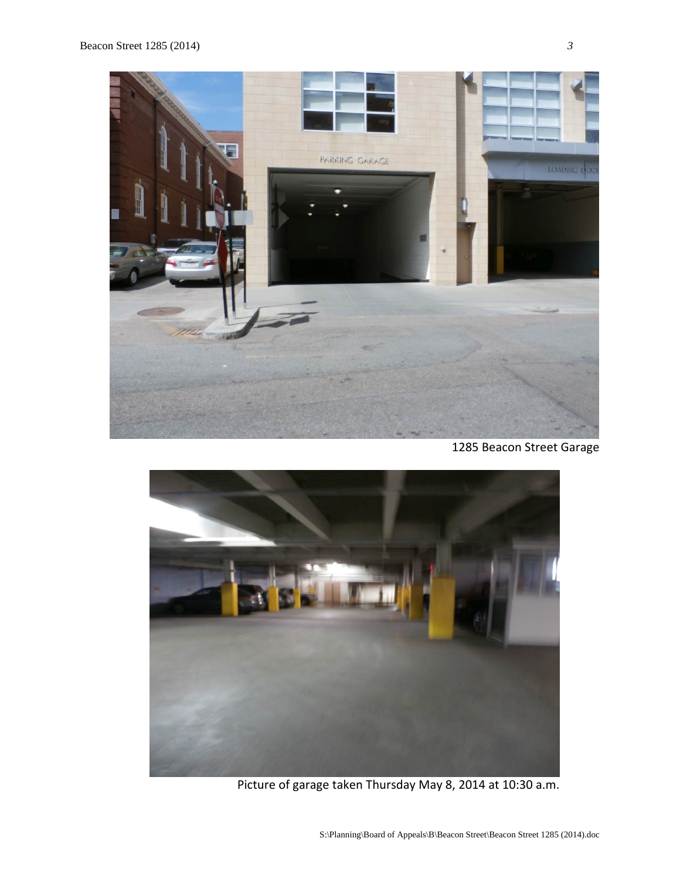1285 Beacon Street Garage

Picture of garage taken Thursday May 8, 2014 at 10:30 a.m.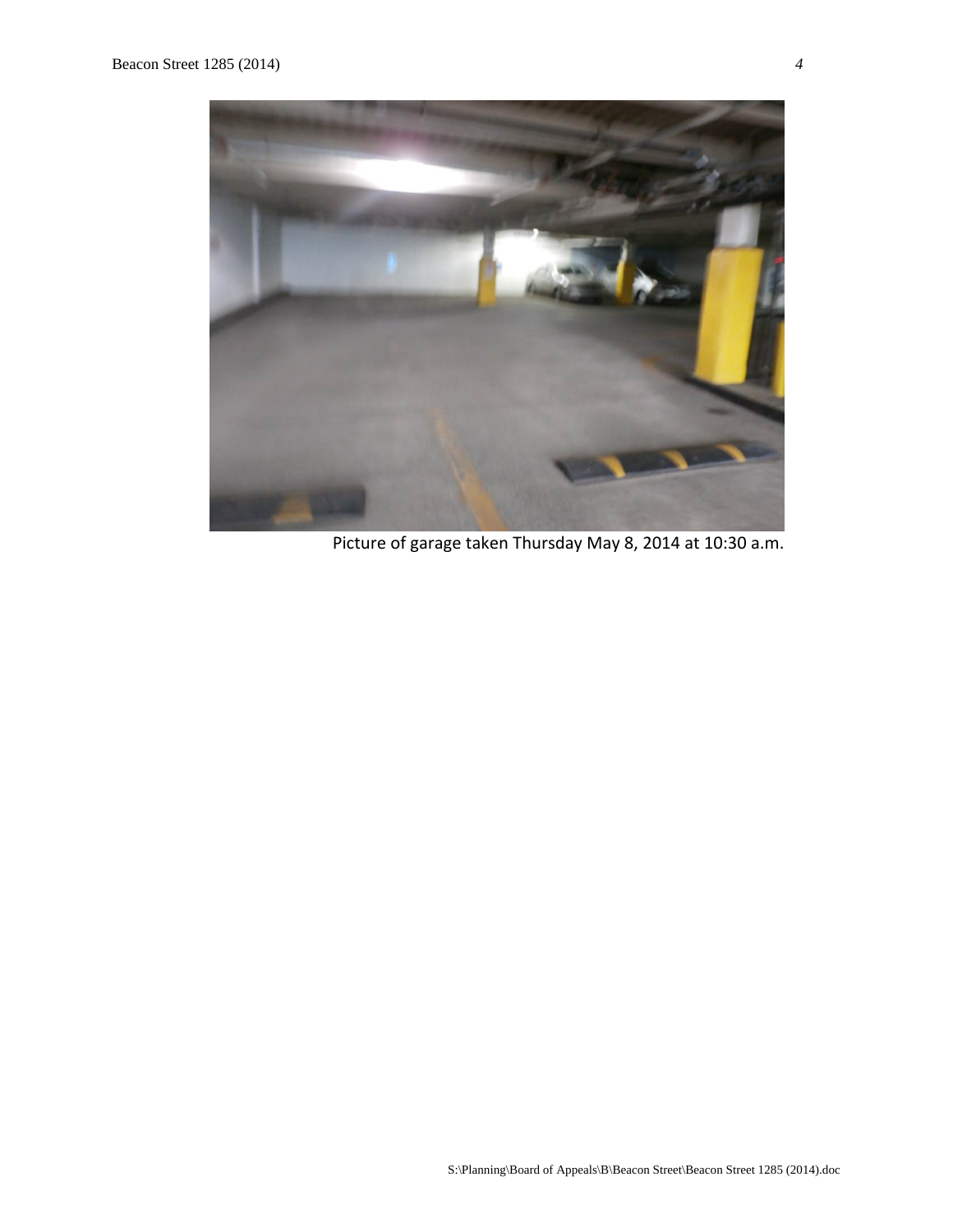Picture of garage taken Thursday May 8, 2014 at 10:30 a.m.